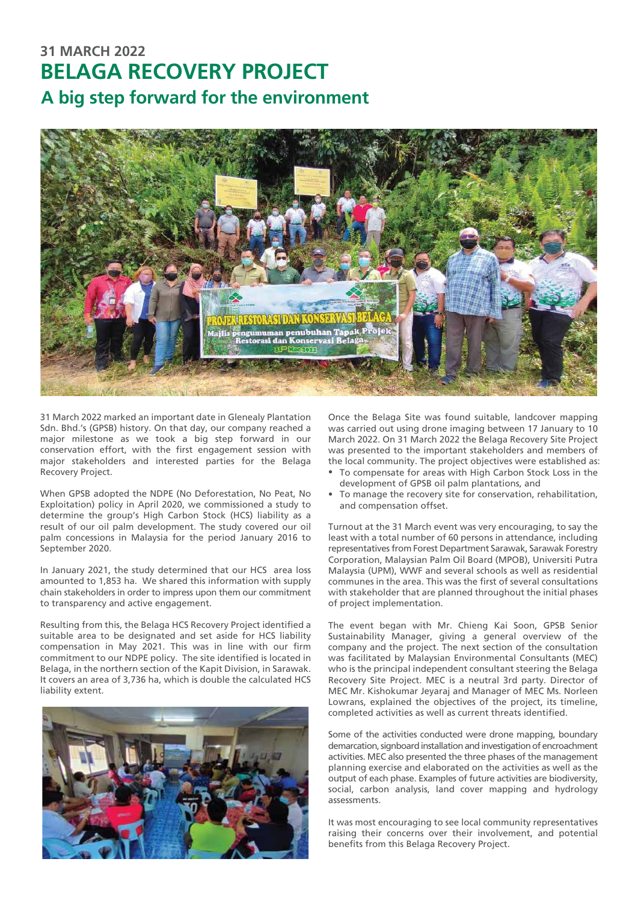## 31 MARCH 2022

# BELAGA RECOVERY PROJECT

## A big step forward for the environment

31 March 2022 marked an important date in Glenealy Plantation Sdn. Bhd.'s (GPSB) history. On that day, our company reached a major milestone as we took a big step forward in our conservation effort, with the first engagement session with major stakeholders and interested parties for the Belaga Recovery Project.

When GPSB adopted the NDPE (No Deforestation, No Peat, No Exploitation) policy in April 2020, we commissioned a study to determine the group's High Carbon Stock (HCS) liability as a result of our oil palm development. The study covered our oil palm concessions in Malaysia for the period January 2016 to September 2020.

In January 2021, the study determined that our HCS area loss amounted to 1,853 ha. We shared this information with supply chain stakeholders in order to impress upon them our commitment to transparency and active engagement.

Resulting from this, the Belaga HCS Recovery Project identified a suitable area to be designated and set aside for HCS liability compensation in May 2021. This was in line with our firm commitment to our NDPE policy. The site identified is located in Belaga, in the northern section of the Kapit Division, in Sarawak. It covers an area of 3,736 ha, which is double the calculated HCS liability extent.

Once the Belaga Site was found suitable, landcover mapping was carried out using drone imaging between 17 January to 10 March 2022. On 31 March 2022 the Belaga Recovery Site Project was presented to the important stakeholders and members of the local community. The project objectives were established as:

- To compensate for areas with High Carbon Stock Loss in the development of GPSB oil palm plantations, and
- To manage the recovery site for conservation, rehabilitation, and compensation offset.

Turnout at the 31 March event was very encouraging, to say the least with a total number of 60 persons in attendance, including representatives from Forest Department Sarawak, Sarawak Forestry Corporation, Malaysian Palm Oil Board (MPOB), Universiti Putra Malaysia (UPM), WWF and several schools as well as residential communes in the area. This was the first of several consultations with stakeholder that are planned throughout the initial phases of project implementation.

The event began with Mr. Chieng Kai Soon, GPSB Senior Sustainability Manager, giving a general overview of the company and the project. The next section of the consultation was facilitated by Malaysian Environmental Consultants (MEC) who is the principal independent consultant steering the Belaga Recovery Site Project. MEC is a neutral 3rd party. Director of MEC Mr. Kishokumar Jeyaraj and Manager of MEC Ms. Norleen Lowrans, explained the objectives of the project, its timeline, completed activities as well as current threats identified.

Some of the activities conducted were drone mapping, boundary demarcation, signboard installation and investigation of encroachment activities. MEC also presented the three phases of the management planning exercise and elaborated on the activities as well as the output of each phase. Examples of future activities are biodiversity, social, carbon analysis, land cover mapping and hydrology assessments.

It was most encouraging to see local community representatives raising their concerns over their involvement, and potential benefits from this Belaga Recovery Project.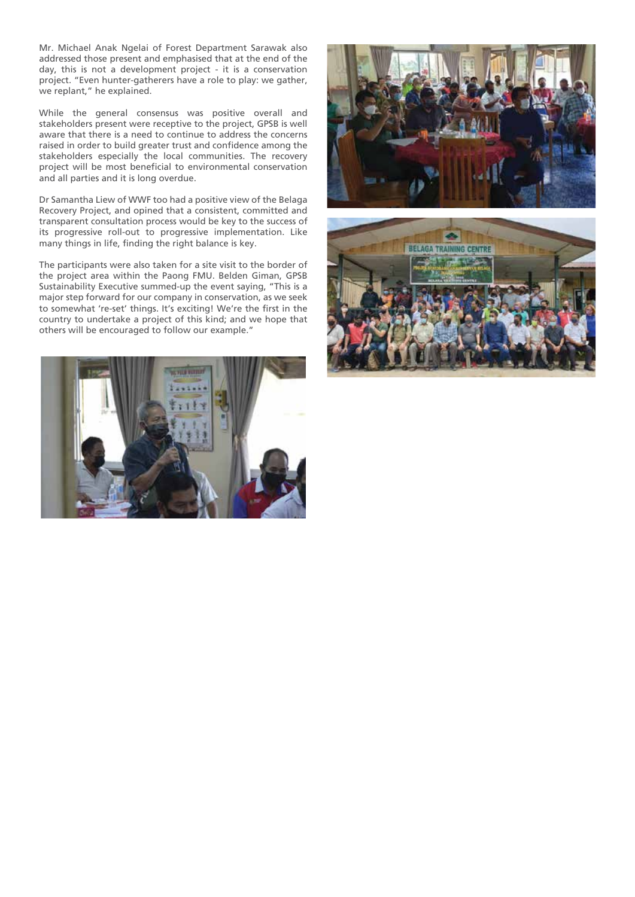Mr. Michael Anak Ngelai of Forest Department Sarawak also addressed those present and emphasised that at the end of the day, this is not a development project - it is a conservation project. "Even hunter-gatherers have a role to play: we gather, we replant," he explained.

While the general consensus was positive overall and stakeholders present were receptive to the project, GPSB is well aware that there is a need to continue to address the concerns raised in order to build greater trust and confidence among the stakeholders especially the local communities. The recovery project will be most beneficial to environmental conservation and all parties and it is long overdue.

Dr Samantha Liew of WWF too had a positive view of the Belaga Recovery Project, and opined that a consistent, committed and transparent consultation process would be key to the success of its progressive roll-out to progressive implementation. Like many things in life, finding the right balance is key.

The participants were also taken for a site visit to the border of the project area within the Paong FMU. Belden Giman, GPSB Sustainability Executive summed-up the event saying, "This is a major step forward for our company in conservation, as we seek to somewhat 're-set' things. It's exciting! We're the first in the country to undertake a project of this kind; and we hope that others will be encouraged to follow our example."